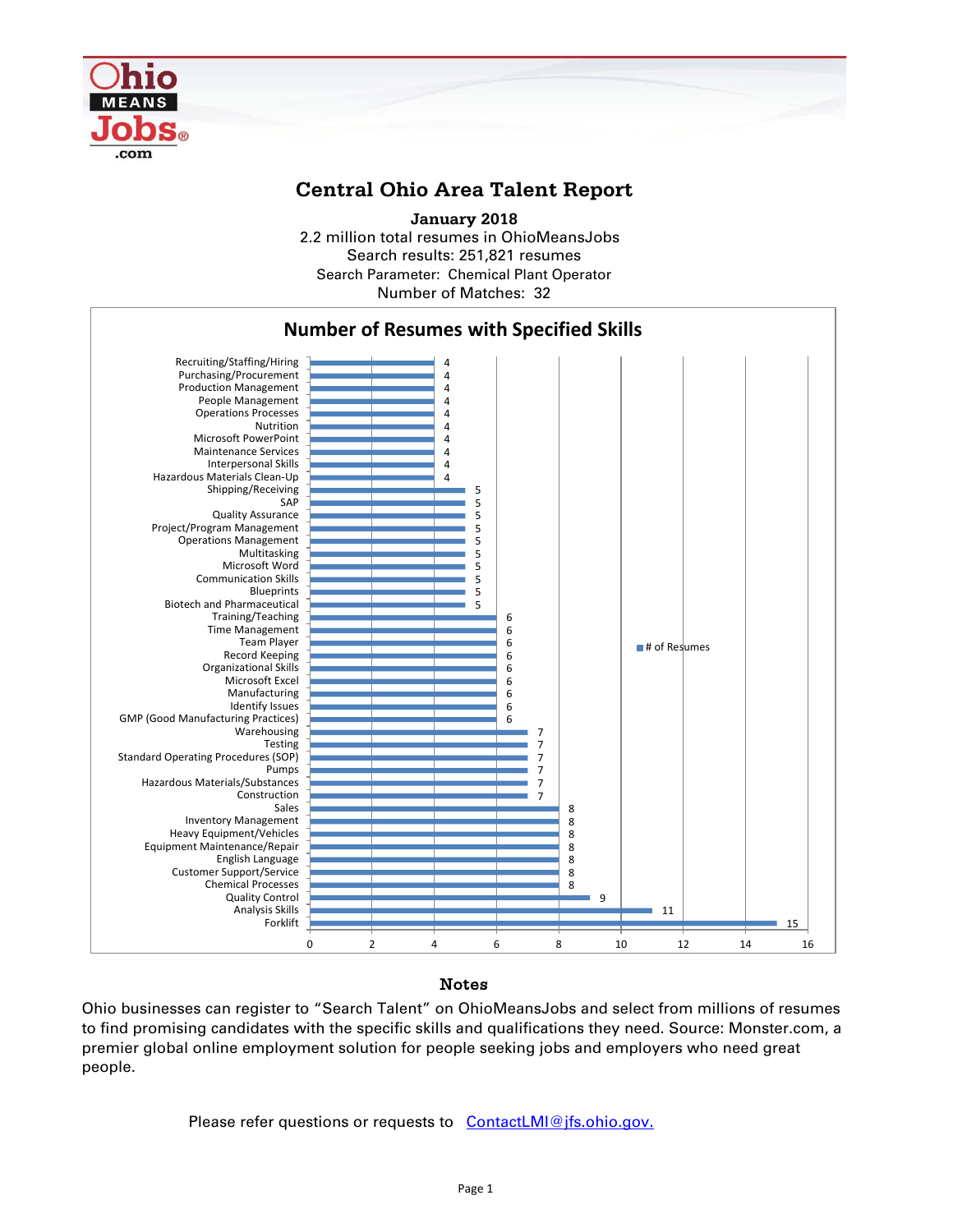# Central Ohio Area Talent Report

**January 2018**

2.2 million total resumes in OhioMeansJobs

Search results: 251,821 resumes

Search Parameter: Chemical Plant Operator

Number of Matches: 32

## Number of Resumes with Specified Skills

| Skill | # of Resumes |
|---|---|
| Recruiting/Staffing/Hiring | 4 |
| Purchasing/Procurement | 4 |
| Production Management | 4 |
| People Management | 4 |
| Operations Processes | 4 |
| Nutrition | 4 |
| Microsoft PowerPoint | 4 |
| Maintenance Services | 4 |
| Interpersonal Skills | 4 |
| Hazardous Materials Clean-Up | 4 |
| Shipping/Receiving | 5 |
| SAP | 5 |
| Quality Assurance | 5 |
| Project/Program Management | 5 |
| Operations Management | 5 |
| Multitasking | 5 |
| Microsoft Word | 5 |
| Communication Skills | 5 |
| Blueprints | 5 |
| Biotech and Pharmaceutical | 5 |
| Training/Teaching | 6 |
| Time Management | 6 |
| Team Player | 6 |
| Record Keeping | 6 |
| Organizational Skills | 6 |
| Microsoft Excel | 6 |
| Manufacturing | 6 |
| Identify Issues | 6 |
| GMP (Good Manufacturing Practices) | 6 |
| Warehousing | 7 |
| Testing | 7 |
| Standard Operating Procedures (SOP) | 7 |
| Pumps | 7 |
| Hazardous Materials/Substances | 7 |
| Construction | 7 |
| Sales | 8 |
| Inventory Management | 8 |
| Heavy Equipment/Vehicles | 8 |
| Equipment Maintenance/Repair | 8 |
| English Language | 8 |
| Customer Support/Service | 8 |
| Chemical Processes | 8 |
| Quality Control | 9 |
| Analysis Skills | 11 |
| Forklift | 15 |

### Notes

Ohio businesses can register to "Search Talent" on OhioMeansJobs and select from millions of resumes to find promising candidates with the specific skills and qualifications they need. Source: Monster.com, a premier global online employment solution for people seeking jobs and employers who need great people.

Please refer questions or requests to ContactLMI@jfs.ohio.gov.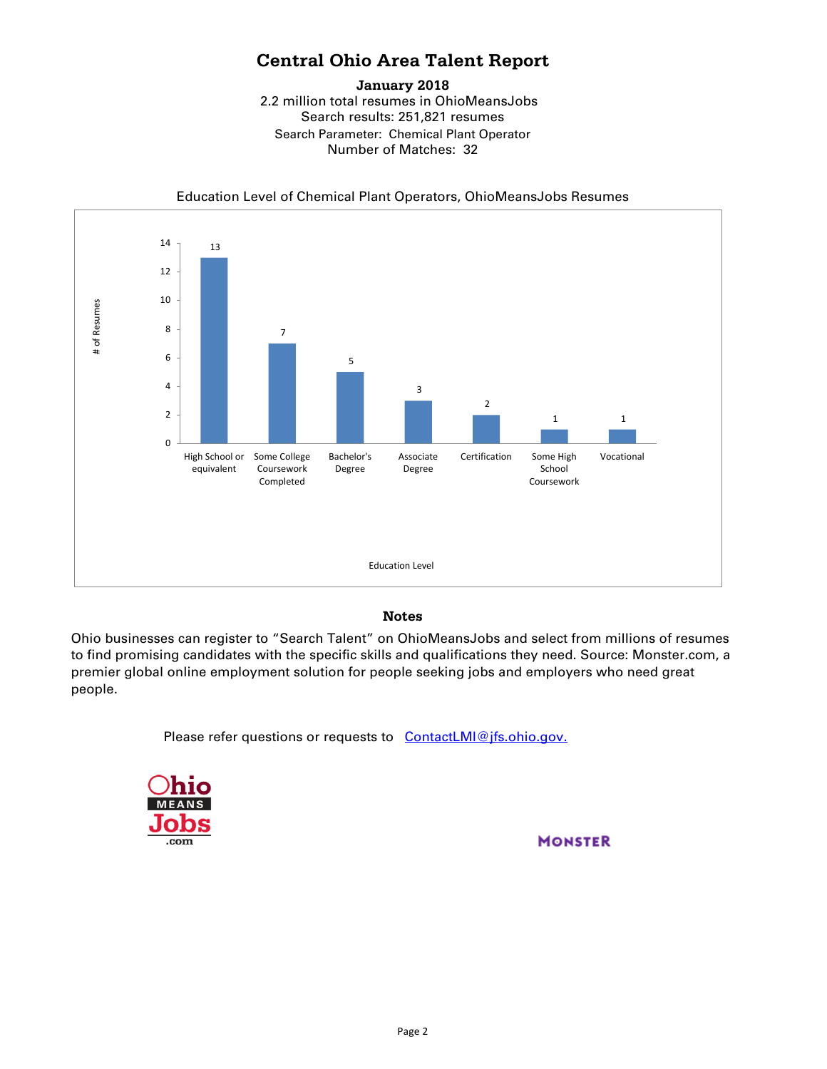# Central Ohio Area Talent Report

**January 2018**

2.2 million total resumes in OhioMeansJobs
Search results: 251,821 resumes
Search Parameter: Chemical Plant Operator
Number of Matches: 32

Education Level of Chemical Plant Operators, OhioMeansJobs Resumes

# of Resumes

14
12
10
8
6
4
2
0

13
7
5
3
2
1
1

High School or equivalent
Some College Coursework Completed
Bachelor's Degree
Associate Degree
Certification
Some High School Coursework
Vocational

Education Level

### Notes

Ohio businesses can register to "Search Talent" on OhioMeansJobs and select from millions of resumes to find promising candidates with the specific skills and qualifications they need. Source: Monster.com, a premier global online employment solution for people seeking jobs and employers who need great people.

Please refer questions or requests to [ContactLMI@jfs.ohio.gov.](mailto:ContactLMI@jfs.ohio.gov)

Ohio MEANS Jobs .com

MONSTER